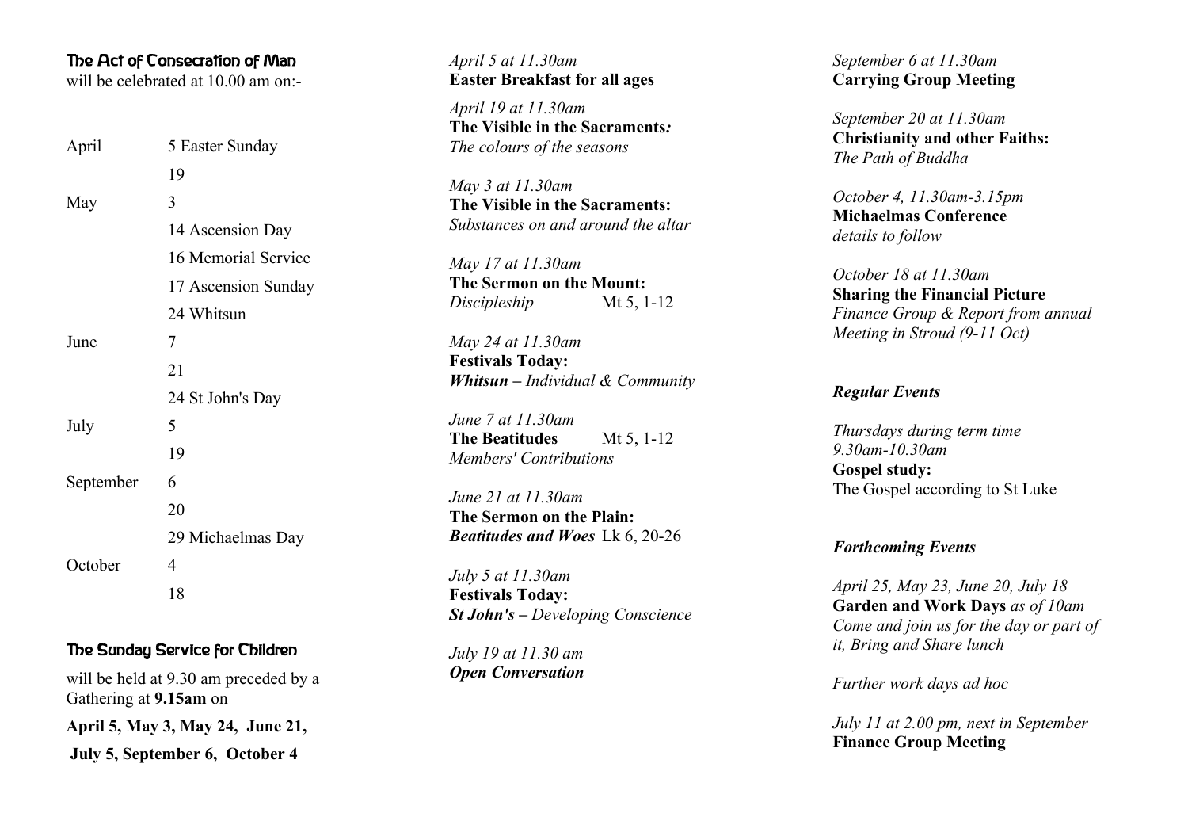## The Act of Consecration of Man

will be celebrated at 10.00 am on:-

| | |
|---|---|
| April | 5 Easter Sunday |
| | 19 |
| May | 3 |
| | 14 Ascension Day |
| | 16 Memorial Service |
| | 17 Ascension Sunday |
| | 24 Whitsun |
| June | 7 |
| | 21 |
| | 24 St John's Day |
| July | 5 |
| | 19 |
| September | 6 |
| | 20 |
| | 29 Michaelmas Day |
| October | 4 |
| | 18 |

## The Sunday Service for Children

will be held at 9.30 am preceded by a Gathering at **9.15am** on

**April 5, May 3, May 24, June 21,**

**July 5, September 6, October 4**

*April 5 at 11.30am*
**Easter Breakfast for all ages**

*April 19 at 11.30am*
**The Visible in the Sacraments*:***
*The colours of the seasons*

*May 3 at 11.30am*
**The Visible in the Sacraments:**
*Substances on and around the altar*

*May 17 at 11.30am*
**The Sermon on the Mount:**
*Discipleship* Mt 5, 1-12

*May 24 at 11.30am*
**Festivals Today:**
***Whitsun** – Individual & Community*

*June 7 at 11.30am*
**The Beatitudes** Mt 5, 1-12
*Members' Contributions*

*June 21 at 11.30am*
**The Sermon on the Plain:**
***Beatitudes and Woes*** Lk 6, 20-26

*July 5 at 11.30am*
**Festivals Today:**
***St John's** – Developing Conscience*

*July 19 at 11.30 am*
***Open Conversation***

*September 6 at 11.30am*
**Carrying Group Meeting**

*September 20 at 11.30am*
**Christianity and other Faiths:**
*The Path of Buddha*

*October 4, 11.30am-3.15pm*
**Michaelmas Conference**
*details to follow*

*October 18 at 11.30am*
**Sharing the Financial Picture**
*Finance Group & Report from annual Meeting in Stroud (9-11 Oct)*

### *Regular Events*

*Thursdays during term time*
*9.30am-10.30am*
**Gospel study:**
The Gospel according to St Luke

### *Forthcoming Events*

*April 25, May 23, June 20, July 18*
**Garden and Work Days** *as of 10am*
*Come and join us for the day or part of it, Bring and Share lunch*

*Further work days ad hoc*

*July 11 at 2.00 pm, next in September*
**Finance Group Meeting**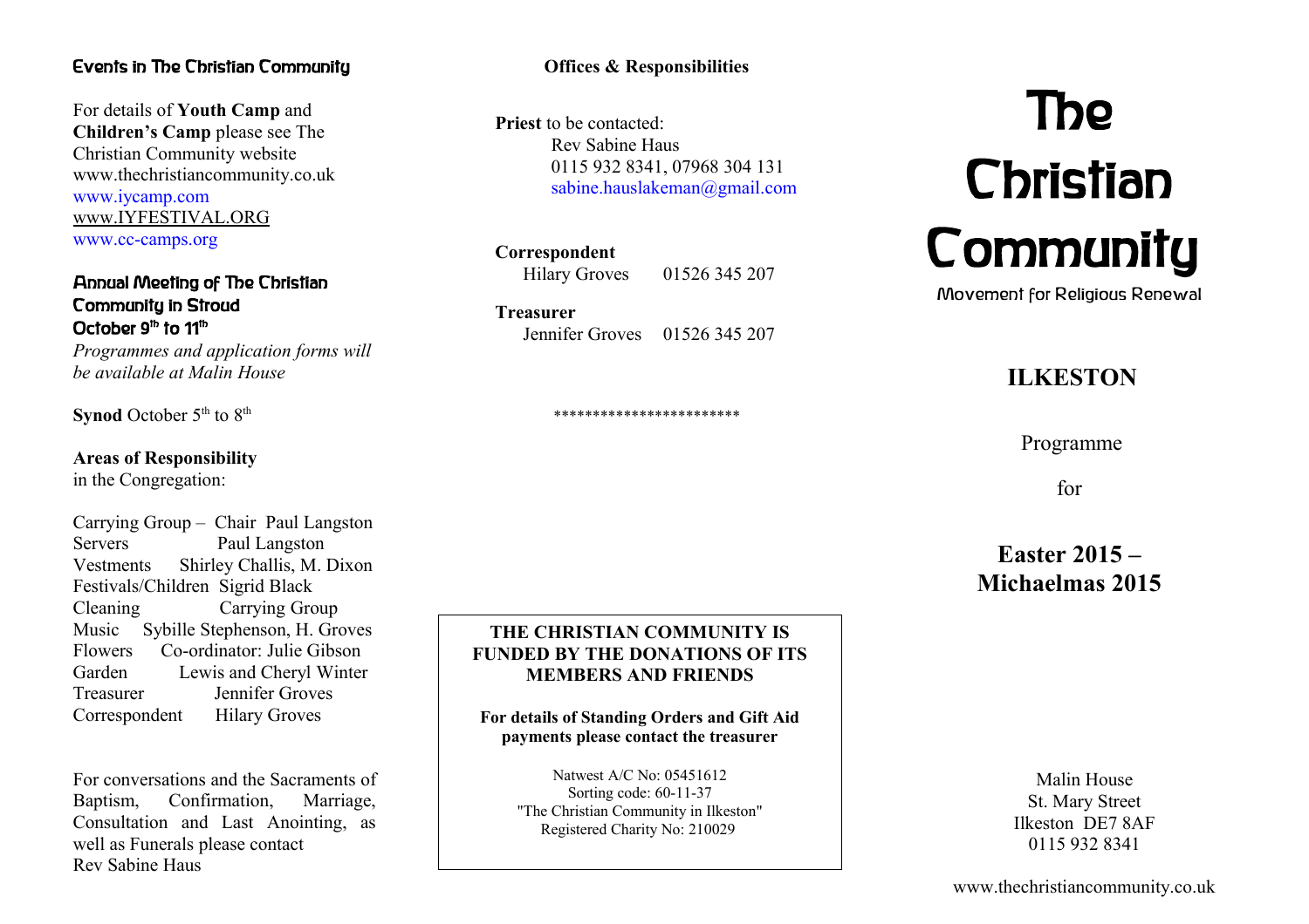## Events in The Christian Community

For details of **Youth Camp** and **Children's Camp** please see The Christian Community website
www.thechristiancommunity.co.uk
www.iycamp.com
www.IYFESTIVAL.ORG
www.cc-camps.org

### Annual Meeting of The Christian Community in Stroud October 9th to 11th

*Programmes and application forms will be available at Malin House*

**Synod** October 5th to 8th

**Areas of Responsibility**
in the Congregation:

Carrying Group – Chair Paul Langston
Servers Paul Langston
Vestments Shirley Challis, M. Dixon
Festivals/Children Sigrid Black
Cleaning Carrying Group
Music Sybille Stephenson, H. Groves
Flowers Co-ordinator: Julie Gibson
Garden Lewis and Cheryl Winter
Treasurer Jennifer Groves
Correspondent Hilary Groves

For conversations and the Sacraments of Baptism, Confirmation, Marriage, Consultation and Last Anointing, as well as Funerals please contact Rev Sabine Haus

## Offices & Responsibilities

**Priest** to be contacted:
Rev Sabine Haus
0115 932 8341, 07968 304 131
sabine.hauslakeman@gmail.com

**Correspondent**
Hilary Groves 01526 345 207

**Treasurer**
Jennifer Groves 01526 345 207

************************

**THE CHRISTIAN COMMUNITY IS FUNDED BY THE DONATIONS OF ITS MEMBERS AND FRIENDS**

**For details of Standing Orders and Gift Aid payments please contact the treasurer**

Natwest A/C No: 05451612
Sorting code: 60-11-37
"The Christian Community in Ilkeston"
Registered Charity No: 210029

# The Christian Community

Movement for Religious Renewal

## ILKESTON

Programme

for

## Easter 2015 – Michaelmas 2015

Malin House
St. Mary Street
Ilkeston DE7 8AF
0115 932 8341

www.thechristiancommunity.co.uk